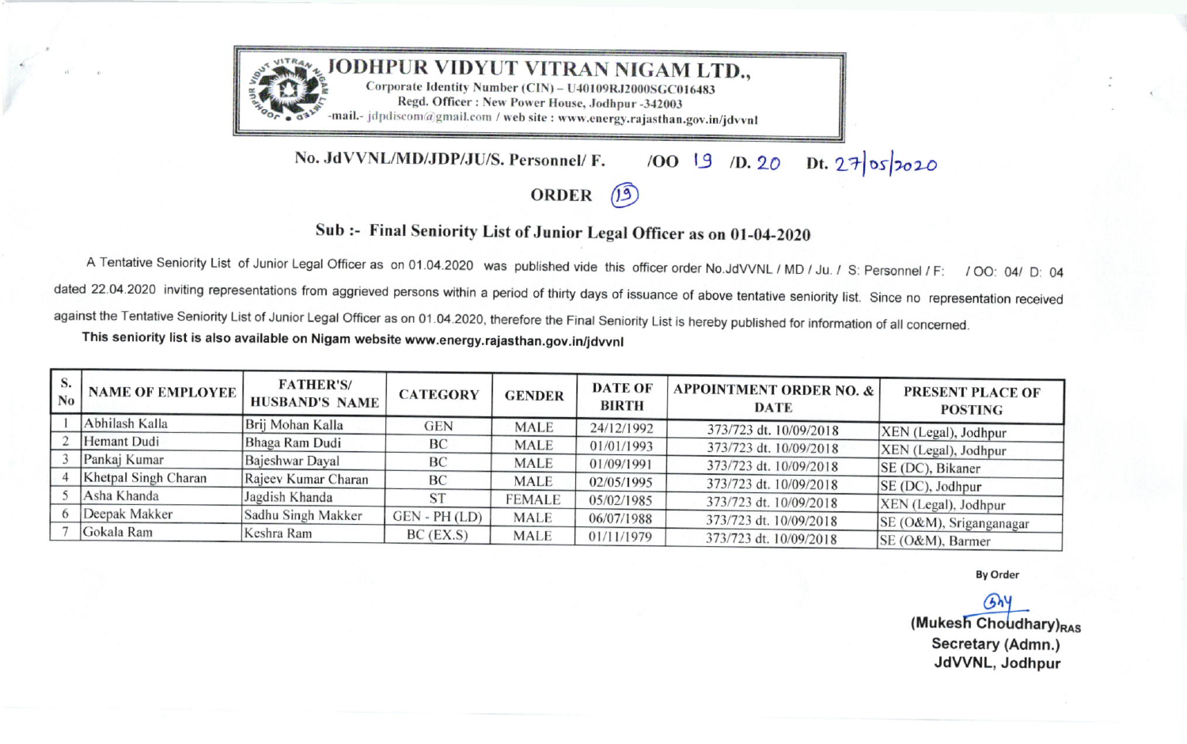# JODHPUR VIDYUT VITRAN NIGAM LTD.,

Corporate Identity Number (CIN) – U40109RJ2000SGC016483
Regd. Officer : New Power House, Jodhpur -342003
-mail.- jdpdiscom@gmail.com / web site : www.energy.rajasthan.gov.in/jdvvnl

**No. JdVVNL/MD/JDP/JU/S. Personnel/ F. /OO 19 /D. 20 Dt. 27/05/2020**

## ORDER (19)

### Sub :- Final Seniority List of Junior Legal Officer as on 01-04-2020

A Tentative Seniority List of Junior Legal Officer as on 01.04.2020 was published vide this officer order No.JdVVNL / MD / Ju. / S: Personnel / F: / OO: 04/ D: 04 dated 22.04.2020 inviting representations from aggrieved persons within a period of thirty days of issuance of above tentative seniority list. Since no representation received against the Tentative Seniority List of Junior Legal Officer as on 01.04.2020, therefore the Final Seniority List is hereby published for information of all concerned.

**This seniority list is also available on Nigam website www.energy.rajasthan.gov.in/jdvvnl**

| S. No | NAME OF EMPLOYEE | FATHER'S/ HUSBAND'S NAME | CATEGORY | GENDER | DATE OF BIRTH | APPOINTMENT ORDER NO. & DATE | PRESENT PLACE OF POSTING |
|---|---|---|---|---|---|---|---|
| 1 | Abhilash Kalla | Brij Mohan Kalla | GEN | MALE | 24/12/1992 | 373/723 dt. 10/09/2018 | XEN (Legal), Jodhpur |
| 2 | Hemant Dudi | Bhaga Ram Dudi | BC | MALE | 01/01/1993 | 373/723 dt. 10/09/2018 | XEN (Legal), Jodhpur |
| 3 | Pankaj Kumar | Bajeshwar Dayal | BC | MALE | 01/09/1991 | 373/723 dt. 10/09/2018 | SE (DC), Bikaner |
| 4 | Khetpal Singh Charan | Rajeev Kumar Charan | BC | MALE | 02/05/1995 | 373/723 dt. 10/09/2018 | SE (DC), Jodhpur |
| 5 | Asha Khanda | Jagdish Khanda | ST | FEMALE | 05/02/1985 | 373/723 dt. 10/09/2018 | XEN (Legal), Jodhpur |
| 6 | Deepak Makker | Sadhu Singh Makker | GEN - PH (LD) | MALE | 06/07/1988 | 373/723 dt. 10/09/2018 | SE (O&M), Sriganganagar |
| 7 | Gokala Ram | Keshra Ram | BC (EX.S) | MALE | 01/11/1979 | 373/723 dt. 10/09/2018 | SE (O&M), Barmer |

By Order

(Mukesh Choudhary)RAS
Secretary (Admn.)
JdVVNL, Jodhpur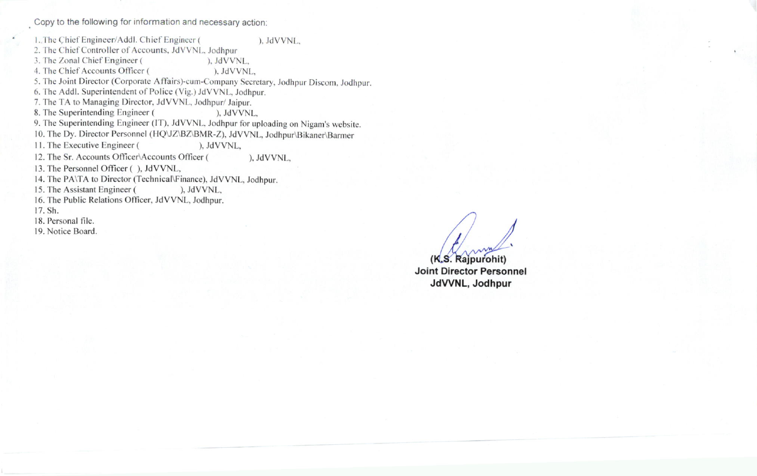Copy to the following for information and necessary action:

1. The Chief Engineer/Addl. Chief Engineer ( ), JdVVNL,
2. The Chief Controller of Accounts, JdVVNL, Jodhpur
3. The Zonal Chief Engineer ( ), JdVVNL,
4. The Chief Accounts Officer ( ), JdVVNL,
5. The Joint Director (Corporate Affairs)-cum-Company Secretary, Jodhpur Discom, Jodhpur.
6. The Addl. Superintendent of Police (Vig.) JdVVNL, Jodhpur.
7. The TA to Managing Director, JdVVNL, Jodhpur/ Jaipur.
8. The Superintending Engineer ( ), JdVVNL,
9. The Superintending Engineer (IT), JdVVNL, Jodhpur for uploading on Nigam's website.
10. The Dy. Director Personnel (HQ\JZ\BZ\BMR-Z), JdVVNL, Jodhpur\Bikaner\Barmer
11. The Executive Engineer ( ), JdVVNL,
12. The Sr. Accounts Officer\Accounts Officer ( ), JdVVNL,
13. The Personnel Officer ( ), JdVVNL,
14. The PA\TA to Director (Technical\Finance), JdVVNL, Jodhpur.
15. The Assistant Engineer ( ), JdVVNL,
16. The Public Relations Officer, JdVVNL, Jodhpur.
17. Sh.
18. Personal file.
19. Notice Board.

**(K.S. Rajpurohit)**
**Joint Director Personnel**
**JdVVNL, Jodhpur**